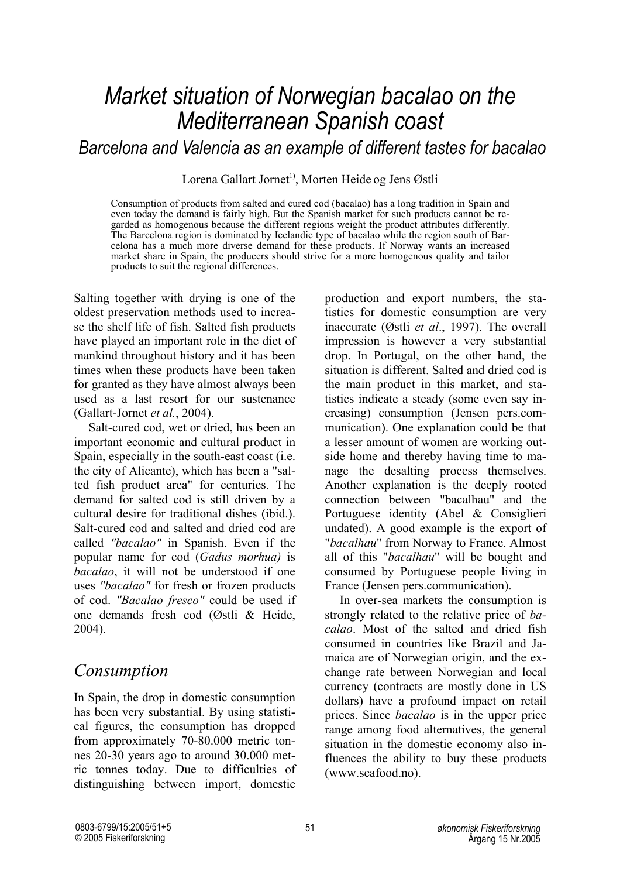／

# Market situation of Norwegian bacalao on the Mediterranean Spanish coast

## Barcelona and Valencia as an example of different tastes for bacalao

Lorena Gallart Jornet[1], Morten Heide og Jens Østli

Consumption of products from salted and cured cod (bacalao) has a long tradition in Spain and even today the demand is fairly high. But the Spanish market for such products cannot be regarded as homogenous because the different regions weight the product attributes differently. The Barcelona region is dominated by Icelandic type of bacalao while the region south of Barcelona has a much more diverse demand for these products. If Norway wants an increased market share in Spain, the producers should strive for a more homogenous quality and tailor products to suit the regional differences.

Salting together with drying is one of the oldest preservation methods used to increase the shelf life of fish. Salted fish products have played an important role in the diet of mankind throughout history and it has been times when these products have been taken for granted as they have almost always been used as a last resort for our sustenance (Gallart-Jornet *et al.*, 2004).

Salt-cured cod, wet or dried, has been an important economic and cultural product in Spain, especially in the south-east coast (i.e. the city of Alicante), which has been a "salted fish product area" for centuries. The demand for salted cod is still driven by a cultural desire for traditional dishes (ibid.). Salt-cured cod and salted and dried cod are called *"bacalao"* in Spanish. Even if the popular name for cod (*Gadus morhua)* is *bacalao*, it will not be understood if one uses *"bacalao"* for fresh or frozen products of cod. *"Bacalao fresco"* could be used if one demands fresh cod (Østli & Heide, 2004).

## Consumption

In Spain, the drop in domestic consumption has been very substantial. By using statistical figures, the consumption has dropped from approximately 70-80.000 metric tonnes 20-30 years ago to around 30.000 metric tonnes today. Due to difficulties of distinguishing between import, domestic production and export numbers, the statistics for domestic consumption are very inaccurate (Østli *et al*., 1997). The overall impression is however a very substantial drop. In Portugal, on the other hand, the situation is different. Salted and dried cod is the main product in this market, and statistics indicate a steady (some even say increasing) consumption (Jensen pers.communication). One explanation could be that a lesser amount of women are working outside home and thereby having time to manage the desalting process themselves. Another explanation is the deeply rooted connection between "bacalhau" and the Portuguese identity (Abel & Consiglieri undated). A good example is the export of "*bacalhau*" from Norway to France. Almost all of this "*bacalhau*" will be bought and consumed by Portuguese people living in France (Jensen pers.communication).

In over-sea markets the consumption is strongly related to the relative price of *bacalao*. Most of the salted and dried fish consumed in countries like Brazil and Jamaica are of Norwegian origin, and the exchange rate between Norwegian and local currency (contracts are mostly done in US dollars) have a profound impact on retail prices. Since *bacalao* is in the upper price range among food alternatives, the general situation in the domestic economy also influences the ability to buy these products (www.seafood.no).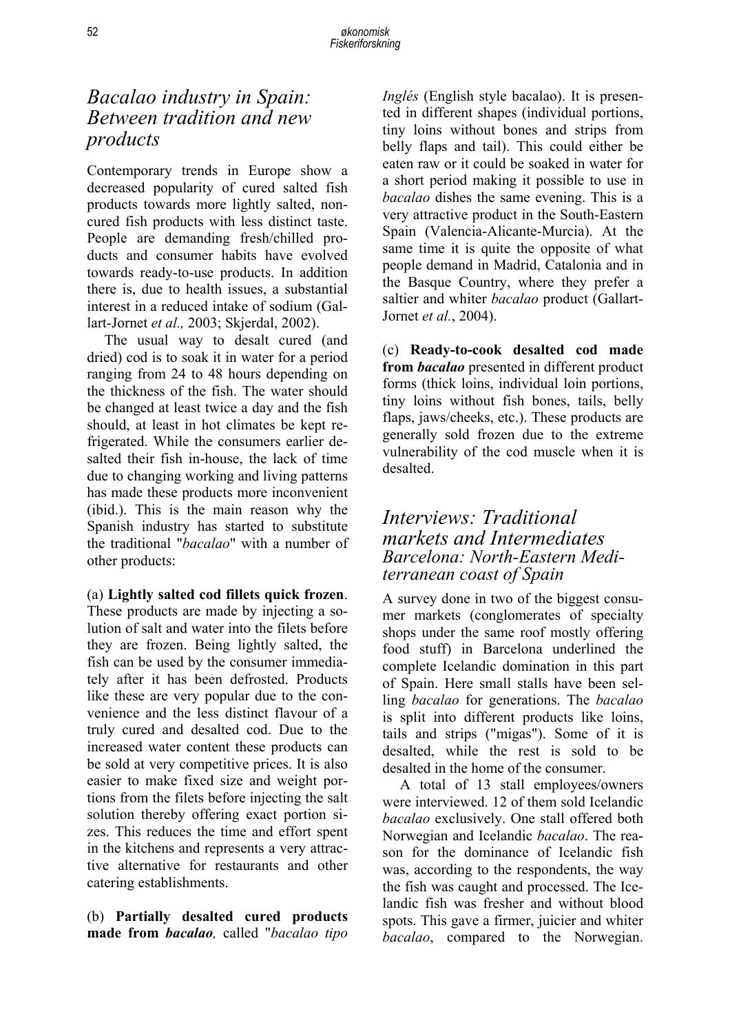## *Bacalao industry in Spain: Between tradition and new products*

Contemporary trends in Europe show a decreased popularity of cured salted fish products towards more lightly salted, non-cured fish products with less distinct taste. People are demanding fresh/chilled products and consumer habits have evolved towards ready-to-use products. In addition there is, due to health issues, a substantial interest in a reduced intake of sodium (Gallart-Jornet *et al.,* 2003; Skjerdal, 2002).

The usual way to desalt cured (and dried) cod is to soak it in water for a period ranging from 24 to 48 hours depending on the thickness of the fish. The water should be changed at least twice a day and the fish should, at least in hot climates be kept refrigerated. While the consumers earlier desalted their fish in-house, the lack of time due to changing working and living patterns has made these products more inconvenient (ibid.). This is the main reason why the Spanish industry has started to substitute the traditional "*bacalao*" with a number of other products:

(a) **Lightly salted cod fillets quick frozen**. These products are made by injecting a solution of salt and water into the filets before they are frozen. Being lightly salted, the fish can be used by the consumer immediately after it has been defrosted. Products like these are very popular due to the convenience and the less distinct flavour of a truly cured and desalted cod. Due to the increased water content these products can be sold at very competitive prices. It is also easier to make fixed size and weight portions from the filets before injecting the salt solution thereby offering exact portion sizes. This reduces the time and effort spent in the kitchens and represents a very attractive alternative for restaurants and other catering establishments.

(b) **Partially desalted cured products made from *bacalao*,** called "*bacalao tipo Inglés* (English style bacalao). It is presented in different shapes (individual portions, tiny loins without bones and strips from belly flaps and tail). This could either be eaten raw or it could be soaked in water for a short period making it possible to use in *bacalao* dishes the same evening. This is a very attractive product in the South-Eastern Spain (Valencia-Alicante-Murcia). At the same time it is quite the opposite of what people demand in Madrid, Catalonia and in the Basque Country, where they prefer a saltier and whiter *bacalao* product (Gallart-Jornet *et al.*, 2004).

(c) **Ready-to-cook desalted cod made from *bacalao*** presented in different product forms (thick loins, individual loin portions, tiny loins without fish bones, tails, belly flaps, jaws/cheeks, etc.). These products are generally sold frozen due to the extreme vulnerability of the cod muscle when it is desalted.

## *Interviews: Traditional markets and Intermediates*

### *Barcelona: North-Eastern Mediterranean coast of Spain*

A survey done in two of the biggest consumer markets (conglomerates of specialty shops under the same roof mostly offering food stuff) in Barcelona underlined the complete Icelandic domination in this part of Spain. Here small stalls have been selling *bacalao* for generations. The *bacalao* is split into different products like loins, tails and strips ("migas"). Some of it is desalted, while the rest is sold to be desalted in the home of the consumer.

A total of 13 stall employees/owners were interviewed. 12 of them sold Icelandic *bacalao* exclusively. One stall offered both Norwegian and Icelandic *bacalao*. The reason for the dominance of Icelandic fish was, according to the respondents, the way the fish was caught and processed. The Icelandic fish was fresher and without blood spots. This gave a firmer, juicier and whiter *bacalao*, compared to the Norwegian.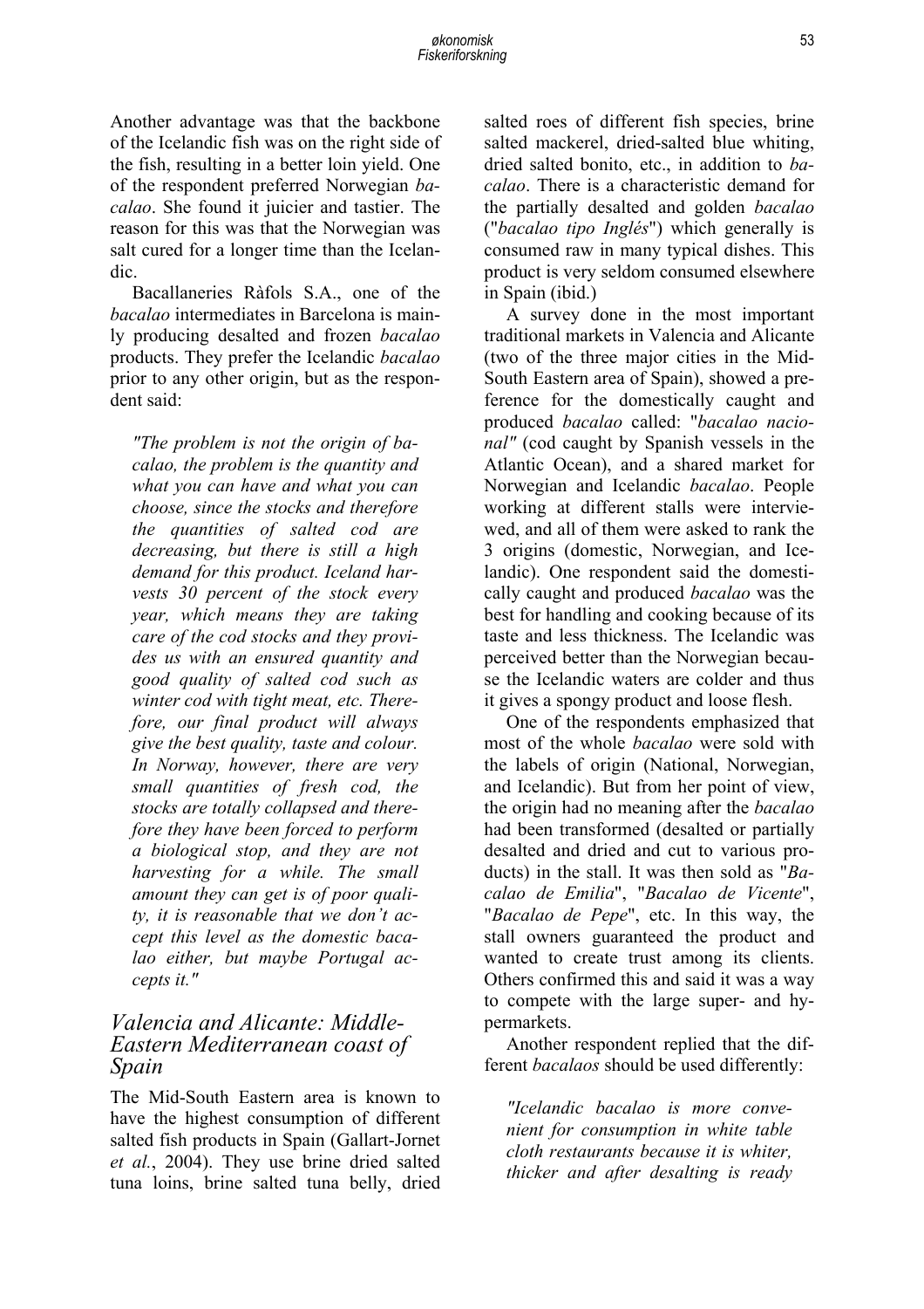Another advantage was that the backbone of the Icelandic fish was on the right side of the fish, resulting in a better loin yield. One of the respondent preferred Norwegian *bacalao*. She found it juicier and tastier. The reason for this was that the Norwegian was salt cured for a longer time than the Icelandic.

Bacallaneries Ràfols S.A., one of the *bacalao* intermediates in Barcelona is mainly producing desalted and frozen *bacalao* products. They prefer the Icelandic *bacalao* prior to any other origin, but as the respondent said:

> *"The problem is not the origin of bacalao, the problem is the quantity and what you can have and what you can choose, since the stocks and therefore the quantities of salted cod are decreasing, but there is still a high demand for this product. Iceland harvests 30 percent of the stock every year, which means they are taking care of the cod stocks and they provides us with an ensured quantity and good quality of salted cod such as winter cod with tight meat, etc. Therefore, our final product will always give the best quality, taste and colour. In Norway, however, there are very small quantities of fresh cod, the stocks are totally collapsed and therefore they have been forced to perform a biological stop, and they are not harvesting for a while. The small amount they can get is of poor quality, it is reasonable that we don't accept this level as the domestic bacalao either, but maybe Portugal accepts it."*

## Valencia and Alicante: Middle-Eastern Mediterranean coast of Spain

The Mid-South Eastern area is known to have the highest consumption of different salted fish products in Spain (Gallart-Jornet *et al.*, 2004). They use brine dried salted tuna loins, brine salted tuna belly, dried salted roes of different fish species, brine salted mackerel, dried-salted blue whiting, dried salted bonito, etc., in addition to *bacalao*. There is a characteristic demand for the partially desalted and golden *bacalao* ("*bacalao tipo Inglés*") which generally is consumed raw in many typical dishes. This product is very seldom consumed elsewhere in Spain (ibid.)

A survey done in the most important traditional markets in Valencia and Alicante (two of the three major cities in the Mid-South Eastern area of Spain), showed a preference for the domestically caught and produced *bacalao* called: "*bacalao nacional"* (cod caught by Spanish vessels in the Atlantic Ocean), and a shared market for Norwegian and Icelandic *bacalao*. People working at different stalls were interviewed, and all of them were asked to rank the 3 origins (domestic, Norwegian, and Icelandic). One respondent said the domestically caught and produced *bacalao* was the best for handling and cooking because of its taste and less thickness. The Icelandic was perceived better than the Norwegian because the Icelandic waters are colder and thus it gives a spongy product and loose flesh.

One of the respondents emphasized that most of the whole *bacalao* were sold with the labels of origin (National, Norwegian, and Icelandic). But from her point of view, the origin had no meaning after the *bacalao* had been transformed (desalted or partially desalted and dried and cut to various products) in the stall. It was then sold as "*Bacalao de Emilia*", "*Bacalao de Vicente*", "*Bacalao de Pepe*", etc. In this way, the stall owners guaranteed the product and wanted to create trust among its clients. Others confirmed this and said it was a way to compete with the large super- and hypermarkets.

Another respondent replied that the different *bacalaos* should be used differently:

> *"Icelandic bacalao is more convenient for consumption in white table cloth restaurants because it is whiter, thicker and after desalting is ready*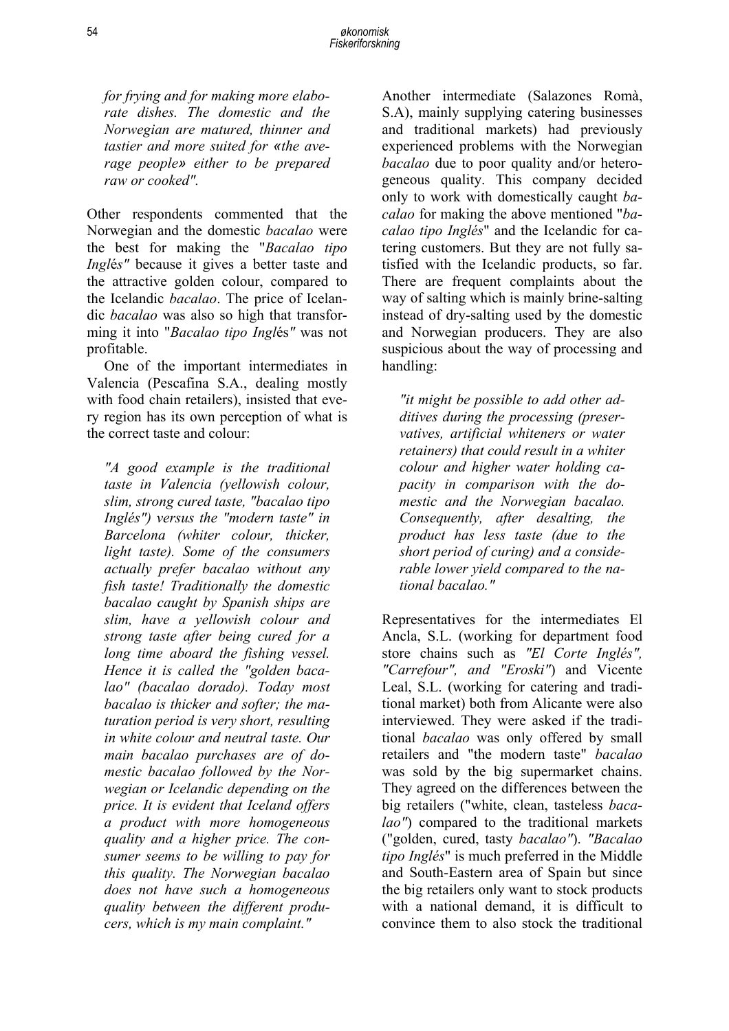*for frying and for making more elaborate dishes. The domestic and the Norwegian are matured, thinner and tastier and more suited for «the average people» either to be prepared raw or cooked".*

Other respondents commented that the Norwegian and the domestic *bacalao* were the best for making the "*Bacalao tipo Inglés"* because it gives a better taste and the attractive golden colour, compared to the Icelandic *bacalao*. The price of Icelandic *bacalao* was also so high that transforming it into "*Bacalao tipo Inglés"* was not profitable.

One of the important intermediates in Valencia (Pescafina S.A., dealing mostly with food chain retailers), insisted that every region has its own perception of what is the correct taste and colour:

*"A good example is the traditional taste in Valencia (yellowish colour, slim, strong cured taste, "bacalao tipo Inglés") versus the "modern taste" in Barcelona (whiter colour, thicker, light taste). Some of the consumers actually prefer bacalao without any fish taste! Traditionally the domestic bacalao caught by Spanish ships are slim, have a yellowish colour and strong taste after being cured for a long time aboard the fishing vessel. Hence it is called the "golden bacalao" (bacalao dorado). Today most bacalao is thicker and softer; the maturation period is very short, resulting in white colour and neutral taste. Our main bacalao purchases are of domestic bacalao followed by the Norwegian or Icelandic depending on the price. It is evident that Iceland offers a product with more homogeneous quality and a higher price. The consumer seems to be willing to pay for this quality. The Norwegian bacalao does not have such a homogeneous quality between the different producers, which is my main complaint."*

Another intermediate (Salazones Romà, S.A), mainly supplying catering businesses and traditional markets) had previously experienced problems with the Norwegian *bacalao* due to poor quality and/or heterogeneous quality. This company decided only to work with domestically caught *bacalao* for making the above mentioned "*bacalao tipo Inglés*" and the Icelandic for catering customers. But they are not fully satisfied with the Icelandic products, so far. There are frequent complaints about the way of salting which is mainly brine-salting instead of dry-salting used by the domestic and Norwegian producers. They are also suspicious about the way of processing and handling:

*"it might be possible to add other additives during the processing (preservatives, artificial whiteners or water retainers) that could result in a whiter colour and higher water holding capacity in comparison with the domestic and the Norwegian bacalao. Consequently, after desalting, the product has less taste (due to the short period of curing) and a considerable lower yield compared to the national bacalao."*

Representatives for the intermediates El Ancla, S.L. (working for department food store chains such as *"El Corte Inglés", "Carrefour", and "Eroski"*) and Vicente Leal, S.L. (working for catering and traditional market) both from Alicante were also interviewed. They were asked if the traditional *bacalao* was only offered by small retailers and "the modern taste" *bacalao* was sold by the big supermarket chains. They agreed on the differences between the big retailers ("white, clean, tasteless *bacalao"*) compared to the traditional markets ("golden, cured, tasty *bacalao"*). *"Bacalao tipo Inglés*" is much preferred in the Middle and South-Eastern area of Spain but since the big retailers only want to stock products with a national demand, it is difficult to convince them to also stock the traditional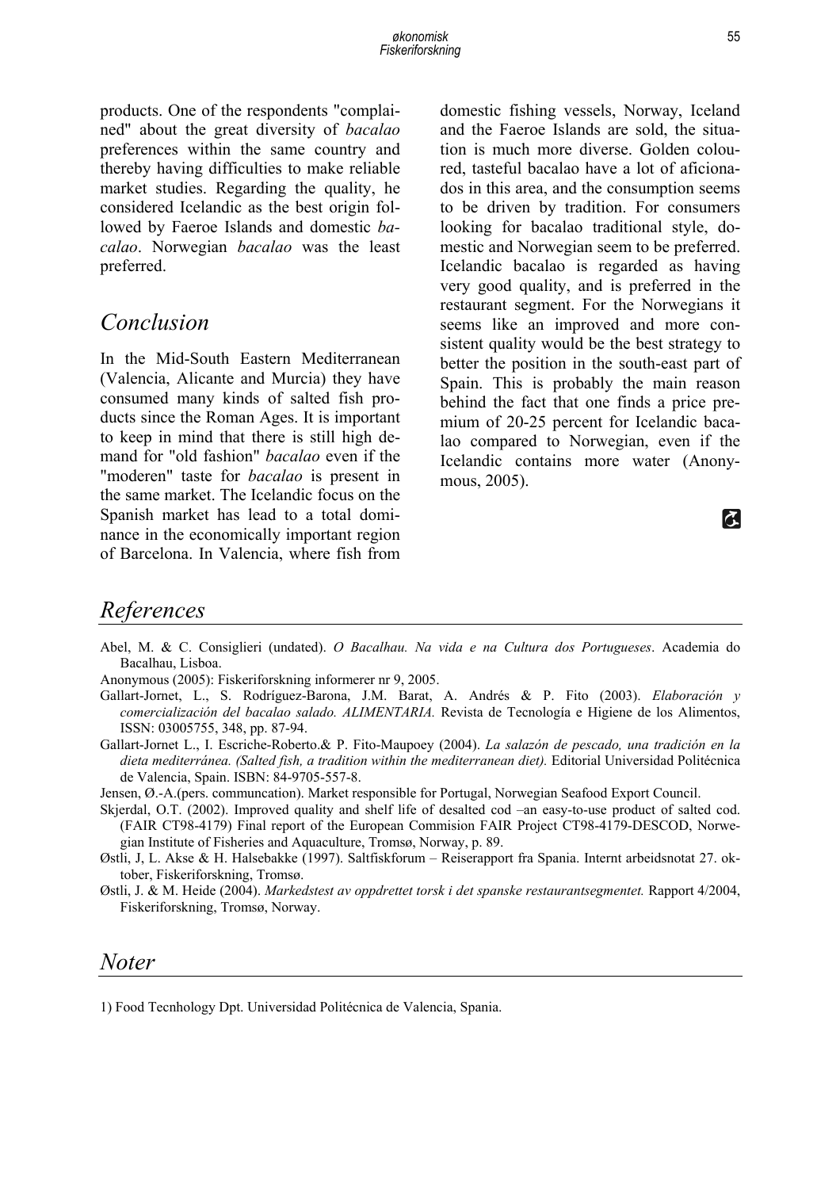products. One of the respondents "complained" about the great diversity of *bacalao* preferences within the same country and thereby having difficulties to make reliable market studies. Regarding the quality, he considered Icelandic as the best origin followed by Faeroe Islands and domestic *bacalao*. Norwegian *bacalao* was the least preferred.

## Conclusion

In the Mid-South Eastern Mediterranean (Valencia, Alicante and Murcia) they have consumed many kinds of salted fish products since the Roman Ages. It is important to keep in mind that there is still high demand for "old fashion" *bacalao* even if the "moderen" taste for *bacalao* is present in the same market. The Icelandic focus on the Spanish market has lead to a total dominance in the economically important region of Barcelona. In Valencia, where fish from domestic fishing vessels, Norway, Iceland and the Faeroe Islands are sold, the situation is much more diverse. Golden coloured, tasteful bacalao have a lot of aficionados in this area, and the consumption seems to be driven by tradition. For consumers looking for bacalao traditional style, domestic and Norwegian seem to be preferred. Icelandic bacalao is regarded as having very good quality, and is preferred in the restaurant segment. For the Norwegians it seems like an improved and more consistent quality would be the best strategy to better the position in the south-east part of Spain. This is probably the main reason behind the fact that one finds a price premium of 20-25 percent for Icelandic bacalao compared to Norwegian, even if the Icelandic contains more water (Anonymous, 2005).

## References

Abel, M. & C. Consiglieri (undated). *O Bacalhau. Na vida e na Cultura dos Portugueses*. Academia do Bacalhau, Lisboa.

Anonymous (2005): Fiskeriforskning informerer nr 9, 2005.

Gallart-Jornet, L., S. Rodríguez-Barona, J.M. Barat, A. Andrés & P. Fito (2003). *Elaboración y comercialización del bacalao salado. ALIMENTARIA.* Revista de Tecnología e Higiene de los Alimentos, ISSN: 03005755, 348, pp. 87-94.

Gallart-Jornet L., I. Escriche-Roberto.& P. Fito-Maupoey (2004). *La salazón de pescado, una tradición en la dieta mediterránea. (Salted fish, a tradition within the mediterranean diet).* Editorial Universidad Politécnica de Valencia, Spain. ISBN: 84-9705-557-8.

Jensen, Ø.-A.(pers. communcation). Market responsible for Portugal, Norwegian Seafood Export Council.

Skjerdal, O.T. (2002). Improved quality and shelf life of desalted cod –an easy-to-use product of salted cod. (FAIR CT98-4179) Final report of the European Commision FAIR Project CT98-4179-DESCOD, Norwegian Institute of Fisheries and Aquaculture, Tromsø, Norway, p. 89.

Østli, J, L. Akse & H. Halsebakke (1997). Saltfiskforum – Reiserapport fra Spania. Internt arbeidsnotat 27. oktober, Fiskeriforskning, Tromsø.

Østli, J. & M. Heide (2004). *Markedstest av oppdrettet torsk i det spanske restaurantsegmentet.* Rapport 4/2004, Fiskeriforskning, Tromsø, Norway.

## Noter

1) Food Tecnhology Dpt. Universidad Politécnica de Valencia, Spania.